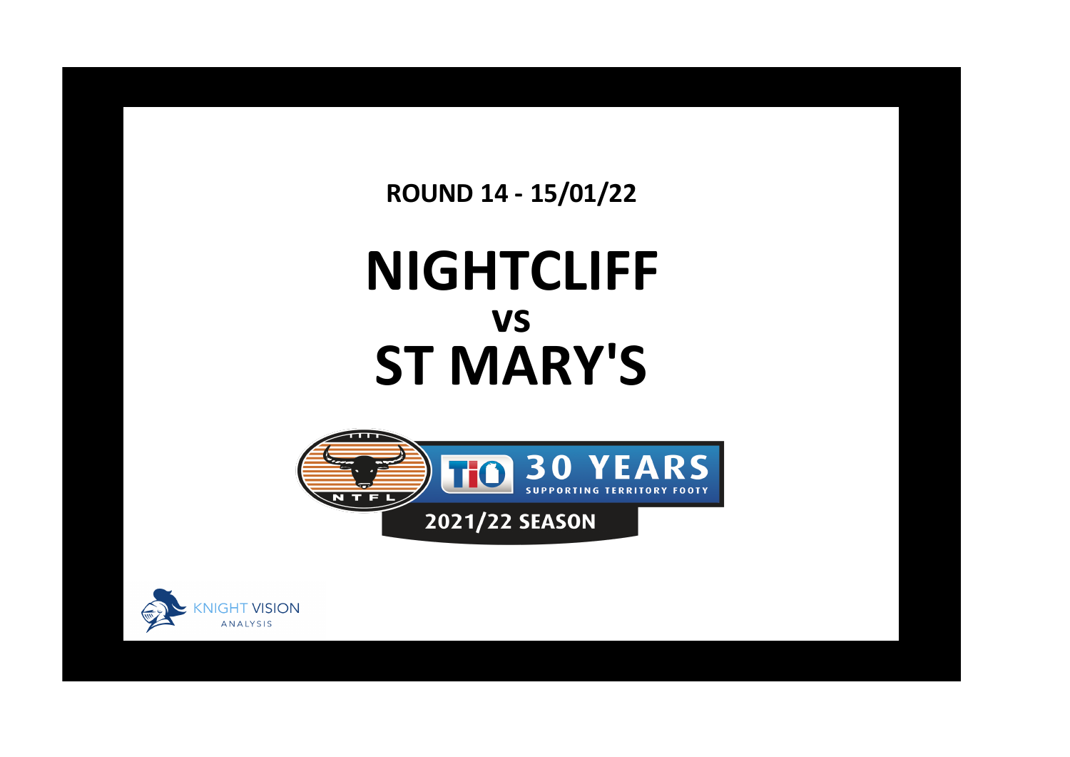**ROUND 14 - 15/01/22**

# NIGHTCLIFF
## vs
# ST MARY'S

NTFL

TIO 30 YEARS SUPPORTING TERRITORY FOOTY

2021/22 SEASON

KNIGHT VISION ANALYSIS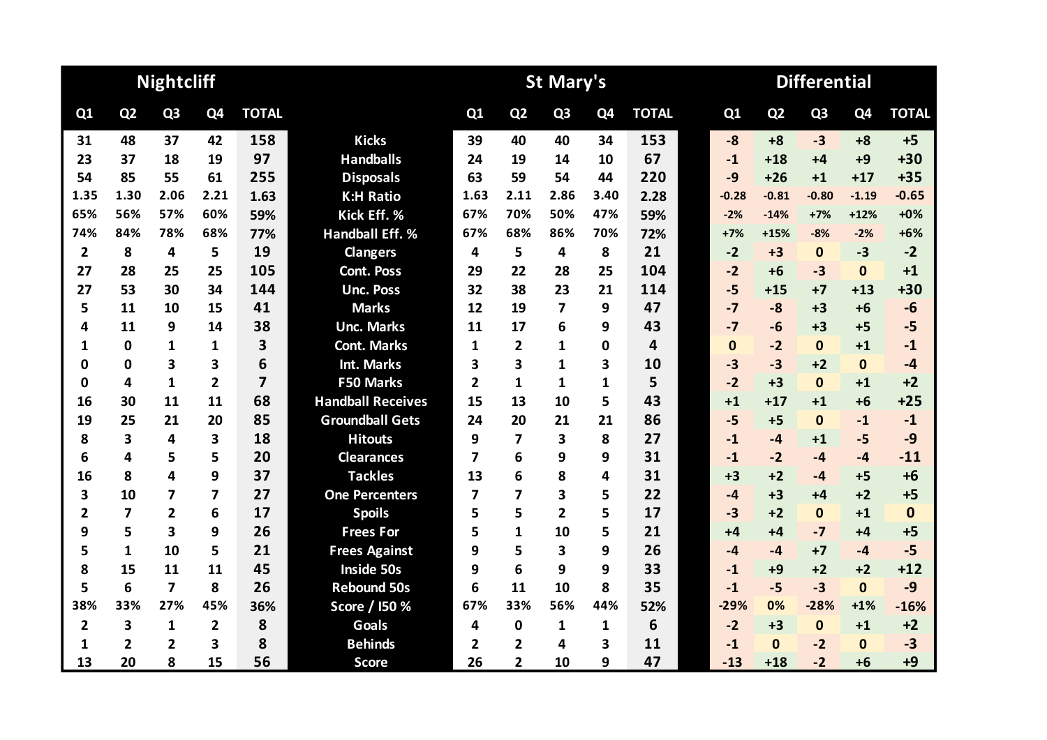| Nightcliff | | | | | | St Mary's | | | | | Differential | | | | |
|---|---|---|---|---|---|---|---|---|---|---|---|---|---|---|---|
| Q1 | Q2 | Q3 | Q4 | TOTAL | | Q1 | Q2 | Q3 | Q4 | TOTAL | Q1 | Q2 | Q3 | Q4 | TOTAL |
| 31 | 48 | 37 | 42 | 158 | Kicks | 39 | 40 | 40 | 34 | 153 | -8 | +8 | -3 | +8 | +5 |
| 23 | 37 | 18 | 19 | 97 | Handballs | 24 | 19 | 14 | 10 | 67 | -1 | +18 | +4 | +9 | +30 |
| 54 | 85 | 55 | 61 | 255 | Disposals | 63 | 59 | 54 | 44 | 220 | -9 | +26 | +1 | +17 | +35 |
| 1.35 | 1.30 | 2.06 | 2.21 | 1.63 | K:H Ratio | 1.63 | 2.11 | 2.86 | 3.40 | 2.28 | -0.28 | -0.81 | -0.80 | -1.19 | -0.65 |
| 65% | 56% | 57% | 60% | 59% | Kick Eff. % | 67% | 70% | 50% | 47% | 59% | -2% | -14% | +7% | +12% | +0% |
| 74% | 84% | 78% | 68% | 77% | Handball Eff. % | 67% | 68% | 86% | 70% | 72% | +7% | +15% | -8% | -2% | +6% |
| 2 | 8 | 4 | 5 | 19 | Clangers | 4 | 5 | 4 | 8 | 21 | -2 | +3 | 0 | -3 | -2 |
| 27 | 28 | 25 | 25 | 105 | Cont. Poss | 29 | 22 | 28 | 25 | 104 | -2 | +6 | -3 | 0 | +1 |
| 27 | 53 | 30 | 34 | 144 | Unc. Poss | 32 | 38 | 23 | 21 | 114 | -5 | +15 | +7 | +13 | +30 |
| 5 | 11 | 10 | 15 | 41 | Marks | 12 | 19 | 7 | 9 | 47 | -7 | -8 | +3 | +6 | -6 |
| 4 | 11 | 9 | 14 | 38 | Unc. Marks | 11 | 17 | 6 | 9 | 43 | -7 | -6 | +3 | +5 | -5 |
| 1 | 0 | 1 | 1 | 3 | Cont. Marks | 1 | 2 | 1 | 0 | 4 | 0 | -2 | 0 | +1 | -1 |
| 0 | 0 | 3 | 3 | 6 | Int. Marks | 3 | 3 | 1 | 3 | 10 | -3 | -3 | +2 | 0 | -4 |
| 0 | 4 | 1 | 2 | 7 | F50 Marks | 2 | 1 | 1 | 1 | 5 | -2 | +3 | 0 | +1 | +2 |
| 16 | 30 | 11 | 11 | 68 | Handball Receives | 15 | 13 | 10 | 5 | 43 | +1 | +17 | +1 | +6 | +25 |
| 19 | 25 | 21 | 20 | 85 | Groundball Gets | 24 | 20 | 21 | 21 | 86 | -5 | +5 | 0 | -1 | -1 |
| 8 | 3 | 4 | 3 | 18 | Hitouts | 9 | 7 | 3 | 8 | 27 | -1 | -4 | +1 | -5 | -9 |
| 6 | 4 | 5 | 5 | 20 | Clearances | 7 | 6 | 9 | 9 | 31 | -1 | -2 | -4 | -4 | -11 |
| 16 | 8 | 4 | 9 | 37 | Tackles | 13 | 6 | 8 | 4 | 31 | +3 | +2 | -4 | +5 | +6 |
| 3 | 10 | 7 | 7 | 27 | One Percenters | 7 | 7 | 3 | 5 | 22 | -4 | +3 | +4 | +2 | +5 |
| 2 | 7 | 2 | 6 | 17 | Spoils | 5 | 5 | 2 | 5 | 17 | -3 | +2 | 0 | +1 | 0 |
| 9 | 5 | 3 | 9 | 26 | Frees For | 5 | 1 | 10 | 5 | 21 | +4 | +4 | -7 | +4 | +5 |
| 5 | 1 | 10 | 5 | 21 | Frees Against | 9 | 5 | 3 | 9 | 26 | -4 | -4 | +7 | -4 | -5 |
| 8 | 15 | 11 | 11 | 45 | Inside 50s | 9 | 6 | 9 | 9 | 33 | -1 | +9 | +2 | +2 | +12 |
| 5 | 6 | 7 | 8 | 26 | Rebound 50s | 6 | 11 | 10 | 8 | 35 | -1 | -5 | -3 | 0 | -9 |
| 38% | 33% | 27% | 45% | 36% | Score / I50 % | 67% | 33% | 56% | 44% | 52% | -29% | 0% | -28% | +1% | -16% |
| 2 | 3 | 1 | 2 | 8 | Goals | 4 | 0 | 1 | 1 | 6 | -2 | +3 | 0 | +1 | +2 |
| 1 | 2 | 2 | 3 | 8 | Behinds | 2 | 2 | 4 | 3 | 11 | -1 | 0 | -2 | 0 | -3 |
| 13 | 20 | 8 | 15 | 56 | Score | 26 | 2 | 10 | 9 | 47 | -13 | +18 | -2 | +6 | +9 |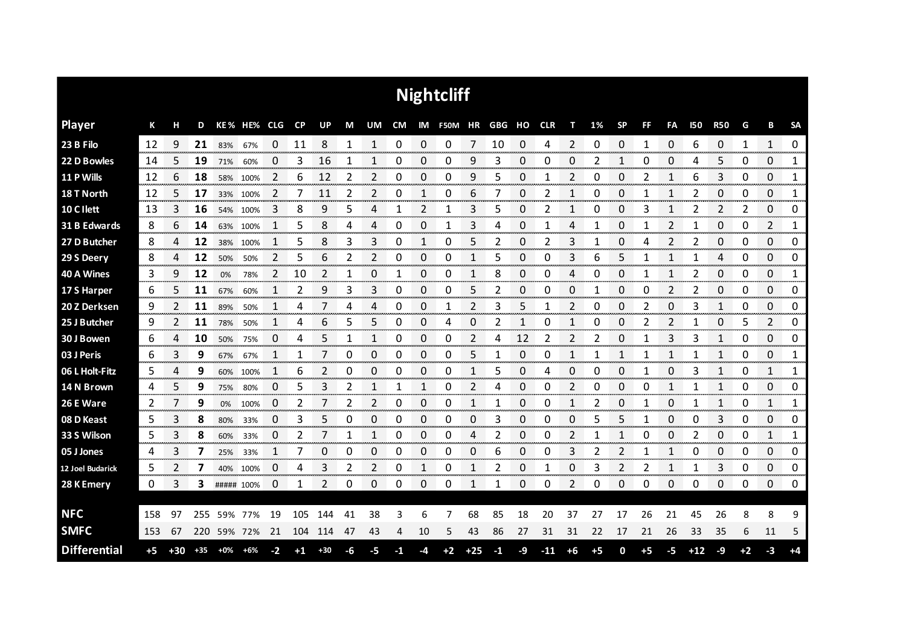# Nightcliff

| Player | K | H | D | KE% | HE% | CLG | CP | UP | M | UM | CM | IM | F50M | HR | GBG | HO | CLR | T | 1% | SP | FF | FA | I50 | R50 | G | B | SA |
|---|---|---|---|---|---|---|---|---|---|---|---|---|---|---|---|---|---|---|---|---|---|---|---|---|---|---|---|
| 23 B Filo | 12 | 9 | **21** | 83% | 67% | 0 | 11 | 8 | 1 | 1 | 0 | 0 | 0 | 7 | 10 | 0 | 4 | 2 | 0 | 0 | 1 | 0 | 6 | 0 | 1 | 1 | 0 |
| 22 D Bowles | 14 | 5 | **19** | 71% | 60% | 0 | 3 | 16 | 1 | 1 | 0 | 0 | 0 | 9 | 3 | 0 | 0 | 0 | 2 | 1 | 0 | 0 | 4 | 5 | 0 | 0 | 1 |
| 11 P Wills | 12 | 6 | **18** | 58% | 100% | 2 | 6 | 12 | 2 | 2 | 0 | 0 | 0 | 9 | 5 | 0 | 1 | 2 | 0 | 0 | 2 | 1 | 6 | 3 | 0 | 0 | 1 |
| 18 T North | 12 | 5 | **17** | 33% | 100% | 2 | 7 | 11 | 2 | 2 | 0 | 1 | 0 | 6 | 7 | 0 | 2 | 1 | 0 | 0 | 1 | 1 | 2 | 0 | 0 | 0 | 1 |
| 10 C Ilett | 13 | 3 | **16** | 54% | 100% | 3 | 8 | 9 | 5 | 4 | 1 | 2 | 1 | 3 | 5 | 0 | 2 | 1 | 0 | 0 | 3 | 1 | 2 | 2 | 2 | 0 | 0 |
| 31 B Edwards | 8 | 6 | **14** | 63% | 100% | 1 | 5 | 8 | 4 | 4 | 0 | 0 | 1 | 3 | 4 | 0 | 1 | 4 | 1 | 0 | 1 | 2 | 1 | 0 | 0 | 2 | 1 |
| 27 D Butcher | 8 | 4 | **12** | 38% | 100% | 1 | 5 | 8 | 3 | 3 | 0 | 1 | 0 | 5 | 2 | 0 | 2 | 3 | 1 | 0 | 4 | 2 | 2 | 0 | 0 | 0 | 0 |
| 29 S Deery | 8 | 4 | **12** | 50% | 50% | 2 | 5 | 6 | 2 | 2 | 0 | 0 | 0 | 1 | 5 | 0 | 0 | 3 | 6 | 5 | 1 | 1 | 1 | 4 | 0 | 0 | 0 |
| 40 A Wines | 3 | 9 | **12** | 0% | 78% | 2 | 10 | 2 | 1 | 0 | 1 | 0 | 0 | 1 | 8 | 0 | 0 | 4 | 0 | 0 | 1 | 1 | 2 | 0 | 0 | 0 | 1 |
| 17 S Harper | 6 | 5 | **11** | 67% | 60% | 1 | 2 | 9 | 3 | 3 | 0 | 0 | 0 | 5 | 2 | 0 | 0 | 0 | 1 | 0 | 0 | 2 | 2 | 0 | 0 | 0 | 0 |
| 20 Z Derksen | 9 | 2 | **11** | 89% | 50% | 1 | 4 | 7 | 4 | 4 | 0 | 0 | 1 | 2 | 3 | 5 | 1 | 2 | 0 | 0 | 2 | 0 | 3 | 1 | 0 | 0 | 0 |
| 25 J Butcher | 9 | 2 | **11** | 78% | 50% | 1 | 4 | 6 | 5 | 5 | 0 | 0 | 4 | 0 | 2 | 1 | 0 | 1 | 0 | 0 | 2 | 2 | 1 | 0 | 5 | 2 | 0 |
| 30 J Bowen | 6 | 4 | **10** | 50% | 75% | 0 | 4 | 5 | 1 | 1 | 0 | 0 | 0 | 2 | 4 | 12 | 2 | 2 | 2 | 0 | 1 | 3 | 3 | 1 | 0 | 0 | 0 |
| 03 J Peris | 6 | 3 | **9** | 67% | 67% | 1 | 1 | 7 | 0 | 0 | 0 | 0 | 0 | 5 | 1 | 0 | 0 | 1 | 1 | 1 | 1 | 1 | 1 | 1 | 0 | 0 | 1 |
| 06 L Holt-Fitz | 5 | 4 | **9** | 60% | 100% | 1 | 6 | 2 | 0 | 0 | 0 | 0 | 0 | 1 | 5 | 0 | 4 | 0 | 0 | 0 | 1 | 0 | 3 | 1 | 0 | 1 | 1 |
| 14 N Brown | 4 | 5 | **9** | 75% | 80% | 0 | 5 | 3 | 2 | 1 | 1 | 1 | 0 | 2 | 4 | 0 | 0 | 2 | 0 | 0 | 0 | 1 | 1 | 1 | 0 | 0 | 0 |
| 26 E Ware | 2 | 7 | **9** | 0% | 100% | 0 | 2 | 7 | 2 | 2 | 0 | 0 | 0 | 1 | 1 | 0 | 0 | 1 | 2 | 0 | 1 | 0 | 1 | 1 | 0 | 1 | 1 |
| 08 D Keast | 5 | 3 | **8** | 80% | 33% | 0 | 3 | 5 | 0 | 0 | 0 | 0 | 0 | 0 | 3 | 0 | 0 | 0 | 5 | 5 | 1 | 0 | 0 | 3 | 0 | 0 | 0 |
| 33 S Wilson | 5 | 3 | **8** | 60% | 33% | 0 | 2 | 7 | 1 | 1 | 0 | 0 | 0 | 4 | 2 | 0 | 0 | 2 | 1 | 1 | 0 | 0 | 2 | 0 | 0 | 1 | 1 |
| 05 J Jones | 4 | 3 | **7** | 25% | 33% | 1 | 7 | 0 | 0 | 0 | 0 | 0 | 0 | 0 | 6 | 0 | 0 | 3 | 2 | 2 | 1 | 1 | 0 | 0 | 0 | 0 | 0 |
| 12 Joel Budarick | 5 | 2 | **7** | 40% | 100% | 0 | 4 | 3 | 2 | 2 | 0 | 1 | 0 | 1 | 2 | 0 | 1 | 0 | 3 | 2 | 2 | 1 | 1 | 3 | 0 | 0 | 0 |
| 28 K Emery | 0 | 3 | **3** | ##### | 100% | 0 | 1 | 2 | 0 | 0 | 0 | 0 | 0 | 1 | 1 | 0 | 0 | 2 | 0 | 0 | 0 | 0 | 0 | 0 | 0 | 0 | 0 |
| **NFC** | 158 | 97 | 255 | 59% | 77% | 19 | 105 | 144 | 41 | 38 | 3 | 6 | 7 | 68 | 85 | 18 | 20 | 37 | 27 | 17 | 26 | 21 | 45 | 26 | 8 | 8 | 9 |
| **SMFC** | 153 | 67 | 220 | 59% | 72% | 21 | 104 | 114 | 47 | 43 | 4 | 10 | 5 | 43 | 86 | 27 | 31 | 31 | 22 | 17 | 21 | 26 | 33 | 35 | 6 | 11 | 5 |
| **Differential** | +5 | +30 | +35 | +0% | +6% | -2 | +1 | +30 | -6 | -5 | -1 | -4 | +2 | +25 | -1 | -9 | -11 | +6 | +5 | 0 | +5 | -5 | +12 | -9 | +2 | -3 | +4 |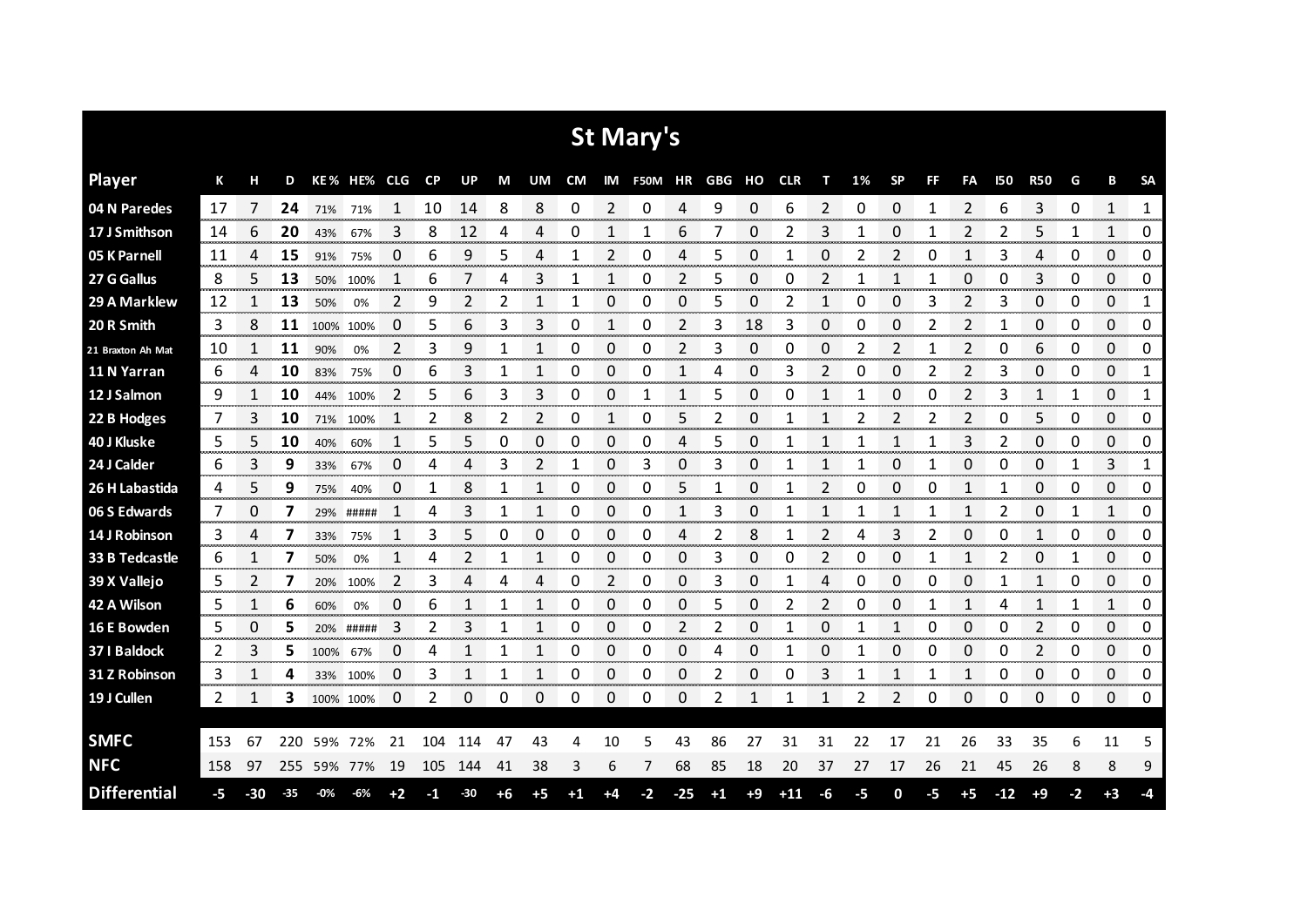# St Mary's

| Player | K | H | D | KE% | HE% | CLG | CP | UP | M | UM | CM | IM | F50M | HR | GBG | HO | CLR | T | 1% | SP | FF | FA | I50 | R50 | G | B | SA |
|---|---|---|---|---|---|---|---|---|---|---|---|---|---|---|---|---|---|---|---|---|---|---|---|---|---|---|---|
| 04 N Paredes | 17 | 7 | **24** | 71% | 71% | 1 | 10 | 14 | 8 | 8 | 0 | 2 | 0 | 4 | 9 | 0 | 6 | 2 | 0 | 0 | 1 | 2 | 6 | 3 | 0 | 1 | 1 |
| 17 J Smithson | 14 | 6 | **20** | 43% | 67% | 3 | 8 | 12 | 4 | 4 | 0 | 1 | 1 | 6 | 7 | 0 | 2 | 3 | 1 | 0 | 1 | 2 | 2 | 5 | 1 | 1 | 0 |
| 05 K Parnell | 11 | 4 | **15** | 91% | 75% | 0 | 6 | 9 | 5 | 4 | 1 | 2 | 0 | 4 | 5 | 0 | 1 | 0 | 2 | 2 | 0 | 1 | 3 | 4 | 0 | 0 | 0 |
| 27 G Gallus | 8 | 5 | **13** | 50% | 100% | 1 | 6 | 7 | 4 | 3 | 1 | 1 | 0 | 2 | 5 | 0 | 0 | 2 | 1 | 1 | 1 | 0 | 0 | 3 | 0 | 0 | 0 |
| 29 A Marklew | 12 | 1 | **13** | 50% | 0% | 2 | 9 | 2 | 2 | 1 | 1 | 0 | 0 | 0 | 5 | 0 | 2 | 1 | 0 | 0 | 3 | 2 | 3 | 0 | 0 | 0 | 1 |
| 20 R Smith | 3 | 8 | **11** | 100% | 100% | 0 | 5 | 6 | 3 | 3 | 0 | 1 | 0 | 2 | 3 | 18 | 3 | 0 | 0 | 0 | 2 | 2 | 1 | 0 | 0 | 0 | 0 |
| 21 Braxton Ah Mat | 10 | 1 | **11** | 90% | 0% | 2 | 3 | 9 | 1 | 1 | 0 | 0 | 0 | 2 | 3 | 0 | 0 | 0 | 2 | 2 | 1 | 2 | 0 | 6 | 0 | 0 | 0 |
| 11 N Yarran | 6 | 4 | **10** | 83% | 75% | 0 | 6 | 3 | 1 | 1 | 0 | 0 | 0 | 1 | 4 | 0 | 3 | 2 | 0 | 0 | 2 | 2 | 3 | 0 | 0 | 0 | 1 |
| 12 J Salmon | 9 | 1 | **10** | 44% | 100% | 2 | 5 | 6 | 3 | 3 | 0 | 0 | 1 | 1 | 5 | 0 | 0 | 1 | 1 | 0 | 0 | 2 | 3 | 1 | 1 | 0 | 1 |
| 22 B Hodges | 7 | 3 | **10** | 71% | 100% | 1 | 2 | 8 | 2 | 2 | 0 | 1 | 0 | 5 | 2 | 0 | 1 | 1 | 2 | 2 | 2 | 2 | 0 | 5 | 0 | 0 | 0 |
| 40 J Kluske | 5 | 5 | **10** | 40% | 60% | 1 | 5 | 5 | 0 | 0 | 0 | 0 | 0 | 4 | 5 | 0 | 1 | 1 | 1 | 1 | 1 | 3 | 2 | 0 | 0 | 0 | 0 |
| 24 J Calder | 6 | 3 | **9** | 33% | 67% | 0 | 4 | 4 | 3 | 2 | 1 | 0 | 3 | 0 | 3 | 0 | 1 | 1 | 1 | 0 | 1 | 0 | 0 | 0 | 1 | 3 | 1 |
| 26 H Labastida | 4 | 5 | **9** | 75% | 40% | 0 | 1 | 8 | 1 | 1 | 0 | 0 | 0 | 5 | 1 | 0 | 1 | 2 | 0 | 0 | 0 | 1 | 1 | 0 | 0 | 0 | 0 |
| 06 S Edwards | 7 | 0 | **7** | 29% | ##### | 1 | 4 | 3 | 1 | 1 | 0 | 0 | 0 | 1 | 3 | 0 | 1 | 1 | 1 | 1 | 1 | 1 | 2 | 0 | 1 | 1 | 0 |
| 14 J Robinson | 3 | 4 | **7** | 33% | 75% | 1 | 3 | 5 | 0 | 0 | 0 | 0 | 0 | 4 | 2 | 8 | 1 | 2 | 4 | 3 | 2 | 0 | 0 | 1 | 0 | 0 | 0 |
| 33 B Tedcastle | 6 | 1 | **7** | 50% | 0% | 1 | 4 | 2 | 1 | 1 | 0 | 0 | 0 | 0 | 3 | 0 | 0 | 2 | 0 | 0 | 1 | 1 | 2 | 0 | 1 | 0 | 0 |
| 39 X Vallejo | 5 | 2 | **7** | 20% | 100% | 2 | 3 | 4 | 4 | 4 | 0 | 2 | 0 | 0 | 3 | 0 | 1 | 4 | 0 | 0 | 0 | 0 | 1 | 1 | 0 | 0 | 0 |
| 42 A Wilson | 5 | 1 | **6** | 60% | 0% | 0 | 6 | 1 | 1 | 1 | 0 | 0 | 0 | 0 | 5 | 0 | 2 | 2 | 0 | 0 | 1 | 1 | 4 | 1 | 1 | 1 | 0 |
| 16 E Bowden | 5 | 0 | **5** | 20% | ##### | 3 | 2 | 3 | 1 | 1 | 0 | 0 | 0 | 2 | 2 | 0 | 1 | 0 | 1 | 1 | 0 | 0 | 0 | 2 | 0 | 0 | 0 |
| 37 I Baldock | 2 | 3 | **5** | 100% | 67% | 0 | 4 | 1 | 1 | 1 | 0 | 0 | 0 | 0 | 4 | 0 | 1 | 0 | 1 | 0 | 0 | 0 | 0 | 2 | 0 | 0 | 0 |
| 31 Z Robinson | 3 | 1 | **4** | 33% | 100% | 0 | 3 | 1 | 1 | 1 | 0 | 0 | 0 | 0 | 2 | 0 | 0 | 3 | 1 | 1 | 1 | 1 | 0 | 0 | 0 | 0 | 0 |
| 19 J Cullen | 2 | 1 | **3** | 100% | 100% | 0 | 2 | 0 | 0 | 0 | 0 | 0 | 0 | 0 | 2 | 1 | 1 | 1 | 2 | 2 | 0 | 0 | 0 | 0 | 0 | 0 | 0 |
| **SMFC** | 153 | 67 | 220 | 59% | 72% | 21 | 104 | 114 | 47 | 43 | 4 | 10 | 5 | 43 | 86 | 27 | 31 | 31 | 22 | 17 | 21 | 26 | 33 | 35 | 6 | 11 | 5 |
| **NFC** | 158 | 97 | 255 | 59% | 77% | 19 | 105 | 144 | 41 | 38 | 3 | 6 | 7 | 68 | 85 | 18 | 20 | 37 | 27 | 17 | 26 | 21 | 45 | 26 | 8 | 8 | 9 |
| **Differential** | **-5** | **-30** | **-35** | **-0%** | **-6%** | **+2** | **-1** | **-30** | **+6** | **+5** | **+1** | **+4** | **-2** | **-25** | **+1** | **+9** | **+11** | **-6** | **-5** | **0** | **-5** | **+5** | **-12** | **+9** | **-2** | **+3** | **-4** |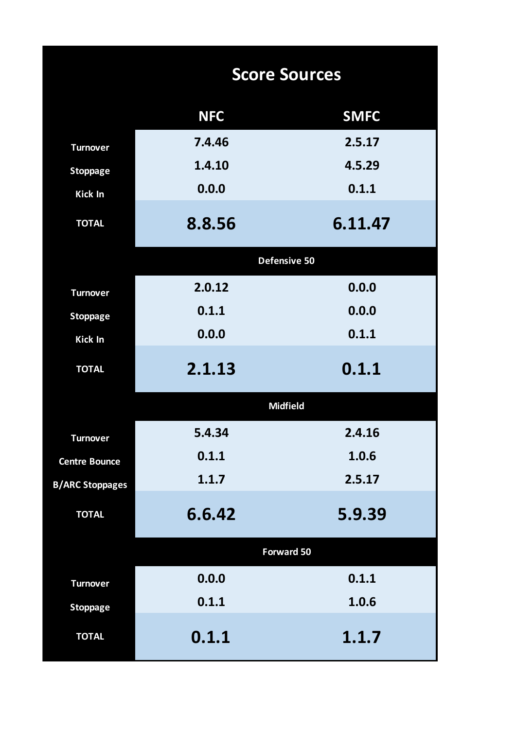# Score Sources

| | NFC | SMFC |
|---|---|---|
| Turnover | 7.4.46 | 2.5.17 |
| Stoppage | 1.4.10 | 4.5.29 |
| Kick In | 0.0.0 | 0.1.1 |
| **TOTAL** | **8.8.56** | **6.11.47** |
| **Defensive 50** | | |
| Turnover | 2.0.12 | 0.0.0 |
| Stoppage | 0.1.1 | 0.0.0 |
| Kick In | 0.0.0 | 0.1.1 |
| **TOTAL** | **2.1.13** | **0.1.1** |
| **Midfield** | | |
| Turnover | 5.4.34 | 2.4.16 |
| Centre Bounce | 0.1.1 | 1.0.6 |
| B/ARC Stoppages | 1.1.7 | 2.5.17 |
| **TOTAL** | **6.6.42** | **5.9.39** |
| **Forward 50** | | |
| Turnover | 0.0.0 | 0.1.1 |
| Stoppage | 0.1.1 | 1.0.6 |
| **TOTAL** | **0.1.1** | **1.1.7** |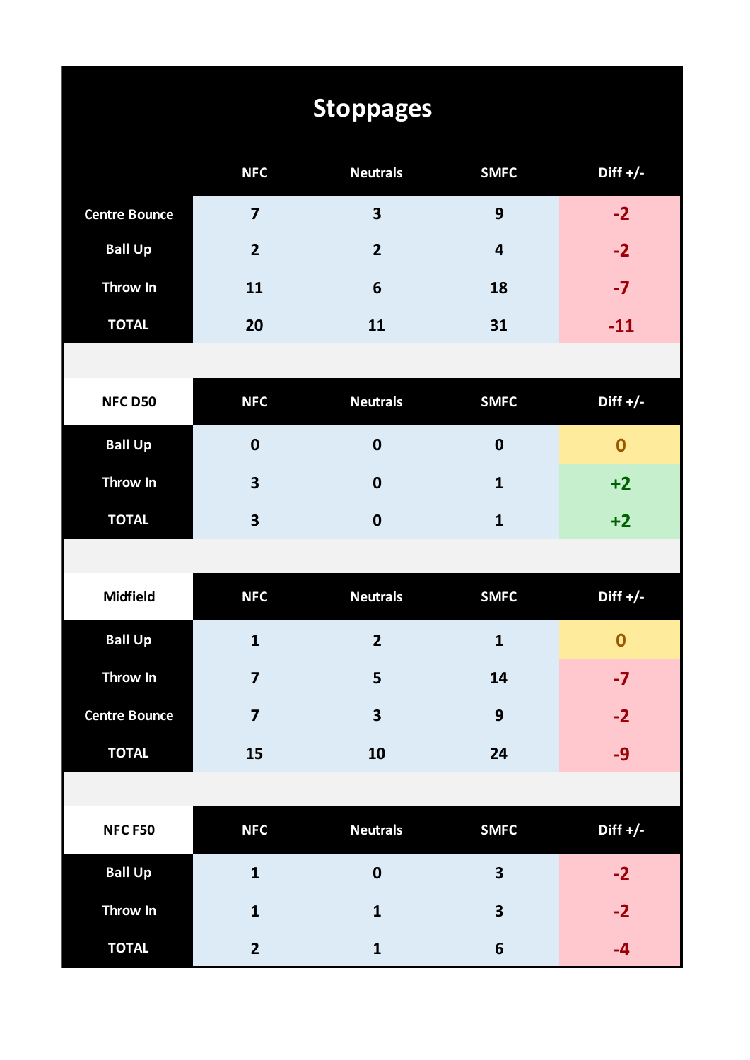# Stoppages

| | NFC | Neutrals | SMFC | Diff +/- |
|---|---|---|---|---|
| Centre Bounce | 7 | 3 | 9 | -2 |
| Ball Up | 2 | 2 | 4 | -2 |
| Throw In | 11 | 6 | 18 | -7 |
| TOTAL | 20 | 11 | 31 | -11 |

| NFC D50 | NFC | Neutrals | SMFC | Diff +/- |
|---|---|---|---|---|
| Ball Up | 0 | 0 | 0 | 0 |
| Throw In | 3 | 0 | 1 | +2 |
| TOTAL | 3 | 0 | 1 | +2 |

| Midfield | NFC | Neutrals | SMFC | Diff +/- |
|---|---|---|---|---|
| Ball Up | 1 | 2 | 1 | 0 |
| Throw In | 7 | 5 | 14 | -7 |
| Centre Bounce | 7 | 3 | 9 | -2 |
| TOTAL | 15 | 10 | 24 | -9 |

| NFC F50 | NFC | Neutrals | SMFC | Diff +/- |
|---|---|---|---|---|
| Ball Up | 1 | 0 | 3 | -2 |
| Throw In | 1 | 1 | 3 | -2 |
| TOTAL | 2 | 1 | 6 | -4 |